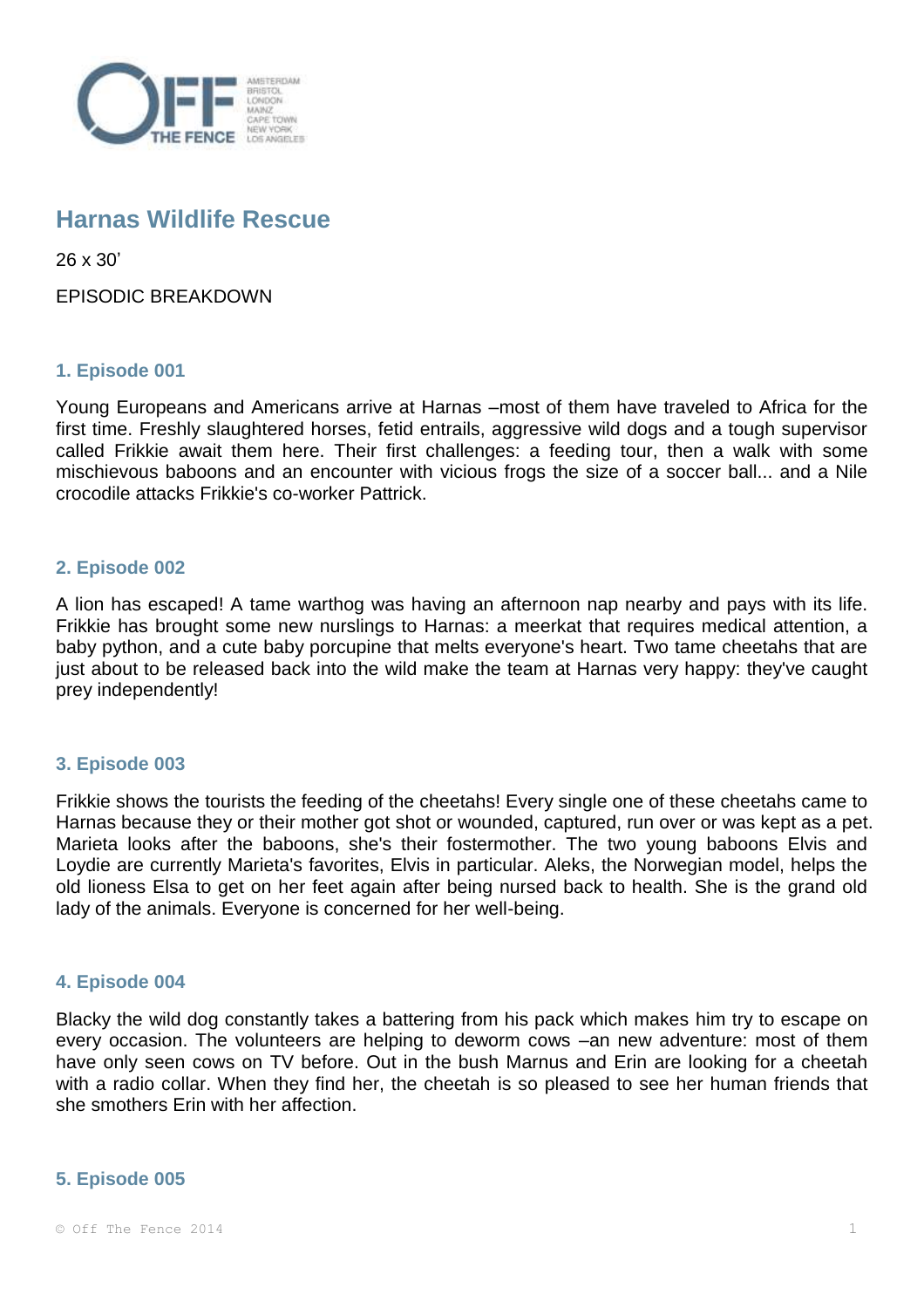# Harnas Wildlife Rescue

26 x 30'

EPISODIC BREAKDOWN

### 1. Episode 001

Young Europeans and Americans arrive at Harnas –most of them have traveled to Africa for the first time. Freshly slaughtered horses, fetid entrails, aggressive wild dogs and a tough supervisor called Frikkie await them here. Their first challenges: a feeding tour, then a walk with some mischievous baboons and an encounter with vicious frogs the size of a soccer ball... and a Nile crocodile attacks Frikkie's co-worker Pattrick.

### 2. Episode 002

A lion has escaped! A tame warthog was having an afternoon nap nearby and pays with its life. Frikkie has brought some new nurslings to Harnas: a meerkat that requires medical attention, a baby python, and a cute baby porcupine that melts everyone's heart. Two tame cheetahs that are just about to be released back into the wild make the team at Harnas very happy: they've caught prey independently!

### 3. Episode 003

Frikkie shows the tourists the feeding of the cheetahs! Every single one of these cheetahs came to Harnas because they or their mother got shot or wounded, captured, run over or was kept as a pet. Marieta looks after the baboons, she's their fostermother. The two young baboons Elvis and Loydie are currently Marieta's favorites, Elvis in particular. Aleks, the Norwegian model, helps the old lioness Elsa to get on her feet again after being nursed back to health. She is the grand old lady of the animals. Everyone is concerned for her well-being.

### 4. Episode 004

Blacky the wild dog constantly takes a battering from his pack which makes him try to escape on every occasion. The volunteers are helping to deworm cows –an new adventure: most of them have only seen cows on TV before. Out in the bush Marnus and Erin are looking for a cheetah with a radio collar. When they find her, the cheetah is so pleased to see her human friends that she smothers Erin with her affection.

### 5. Episode 005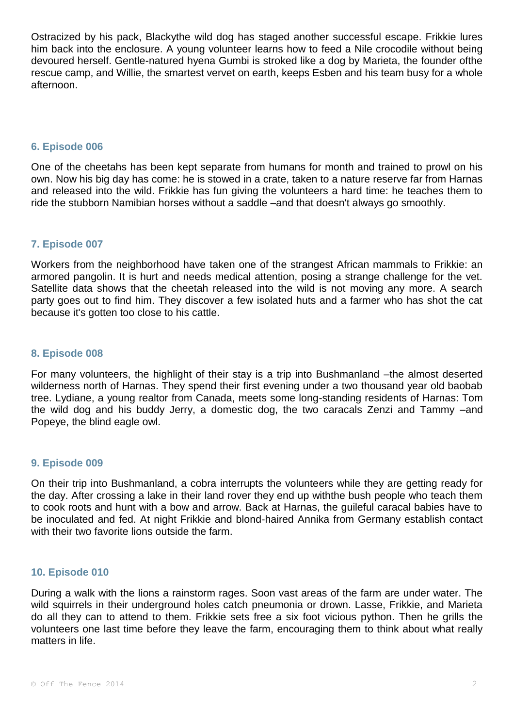Ostracized by his pack, Blackythe wild dog has staged another successful escape. Frikkie lures him back into the enclosure. A young volunteer learns how to feed a Nile crocodile without being devoured herself. Gentle-natured hyena Gumbi is stroked like a dog by Marieta, the founder ofthe rescue camp, and Willie, the smartest vervet on earth, keeps Esben and his team busy for a whole afternoon.

### 6. Episode 006

One of the cheetahs has been kept separate from humans for month and trained to prowl on his own. Now his big day has come: he is stowed in a crate, taken to a nature reserve far from Harnas and released into the wild. Frikkie has fun giving the volunteers a hard time: he teaches them to ride the stubborn Namibian horses without a saddle –and that doesn't always go smoothly.

### 7. Episode 007

Workers from the neighborhood have taken one of the strangest African mammals to Frikkie: an armored pangolin. It is hurt and needs medical attention, posing a strange challenge for the vet. Satellite data shows that the cheetah released into the wild is not moving any more. A search party goes out to find him. They discover a few isolated huts and a farmer who has shot the cat because it's gotten too close to his cattle.

### 8. Episode 008

For many volunteers, the highlight of their stay is a trip into Bushmanland –the almost deserted wilderness north of Harnas. They spend their first evening under a two thousand year old baobab tree. Lydiane, a young realtor from Canada, meets some long-standing residents of Harnas: Tom the wild dog and his buddy Jerry, a domestic dog, the two caracals Zenzi and Tammy –and Popeye, the blind eagle owl.

### 9. Episode 009

On their trip into Bushmanland, a cobra interrupts the volunteers while they are getting ready for the day. After crossing a lake in their land rover they end up withthe bush people who teach them to cook roots and hunt with a bow and arrow. Back at Harnas, the guileful caracal babies have to be inoculated and fed. At night Frikkie and blond-haired Annika from Germany establish contact with their two favorite lions outside the farm.

### 10. Episode 010

During a walk with the lions a rainstorm rages. Soon vast areas of the farm are under water. The wild squirrels in their underground holes catch pneumonia or drown. Lasse, Frikkie, and Marieta do all they can to attend to them. Frikkie sets free a six foot vicious python. Then he grills the volunteers one last time before they leave the farm, encouraging them to think about what really matters in life.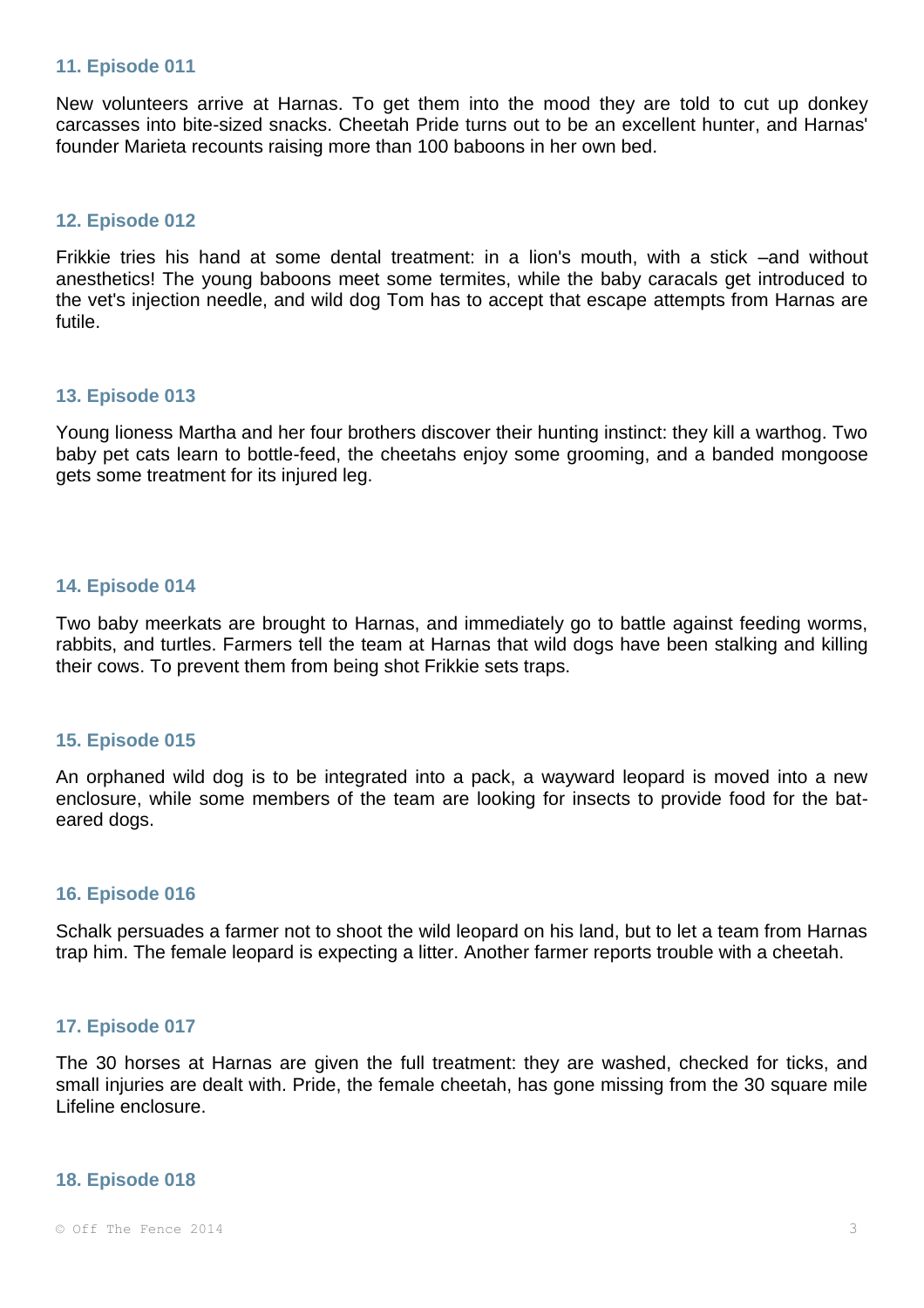### 11. Episode 011

New volunteers arrive at Harnas. To get them into the mood they are told to cut up donkey carcasses into bite-sized snacks. Cheetah Pride turns out to be an excellent hunter, and Harnas' founder Marieta recounts raising more than 100 baboons in her own bed.

### 12. Episode 012

Frikkie tries his hand at some dental treatment: in a lion's mouth, with a stick –and without anesthetics! The young baboons meet some termites, while the baby caracals get introduced to the vet's injection needle, and wild dog Tom has to accept that escape attempts from Harnas are futile.

### 13. Episode 013

Young lioness Martha and her four brothers discover their hunting instinct: they kill a warthog. Two baby pet cats learn to bottle-feed, the cheetahs enjoy some grooming, and a banded mongoose gets some treatment for its injured leg.

### 14. Episode 014

Two baby meerkats are brought to Harnas, and immediately go to battle against feeding worms, rabbits, and turtles. Farmers tell the team at Harnas that wild dogs have been stalking and killing their cows. To prevent them from being shot Frikkie sets traps.

### 15. Episode 015

An orphaned wild dog is to be integrated into a pack, a wayward leopard is moved into a new enclosure, while some members of the team are looking for insects to provide food for the bat-eared dogs.

### 16. Episode 016

Schalk persuades a farmer not to shoot the wild leopard on his land, but to let a team from Harnas trap him. The female leopard is expecting a litter. Another farmer reports trouble with a cheetah.

### 17. Episode 017

The 30 horses at Harnas are given the full treatment: they are washed, checked for ticks, and small injuries are dealt with. Pride, the female cheetah, has gone missing from the 30 square mile Lifeline enclosure.

### 18. Episode 018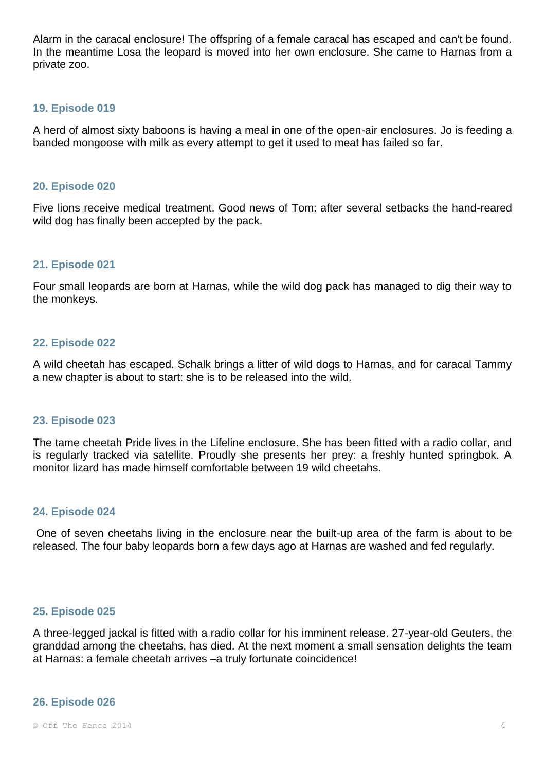Alarm in the caracal enclosure! The offspring of a female caracal has escaped and can't be found. In the meantime Losa the leopard is moved into her own enclosure. She came to Harnas from a private zoo.

### 19. Episode 019

A herd of almost sixty baboons is having a meal in one of the open-air enclosures. Jo is feeding a banded mongoose with milk as every attempt to get it used to meat has failed so far.

### 20. Episode 020

Five lions receive medical treatment. Good news of Tom: after several setbacks the hand-reared wild dog has finally been accepted by the pack.

### 21. Episode 021

Four small leopards are born at Harnas, while the wild dog pack has managed to dig their way to the monkeys.

### 22. Episode 022

A wild cheetah has escaped. Schalk brings a litter of wild dogs to Harnas, and for caracal Tammy a new chapter is about to start: she is to be released into the wild.

### 23. Episode 023

The tame cheetah Pride lives in the Lifeline enclosure. She has been fitted with a radio collar, and is regularly tracked via satellite. Proudly she presents her prey: a freshly hunted springbok. A monitor lizard has made himself comfortable between 19 wild cheetahs.

### 24. Episode 024

One of seven cheetahs living in the enclosure near the built-up area of the farm is about to be released. The four baby leopards born a few days ago at Harnas are washed and fed regularly.

### 25. Episode 025

A three-legged jackal is fitted with a radio collar for his imminent release. 27-year-old Geuters, the granddad among the cheetahs, has died. At the next moment a small sensation delights the team at Harnas: a female cheetah arrives –a truly fortunate coincidence!

### 26. Episode 026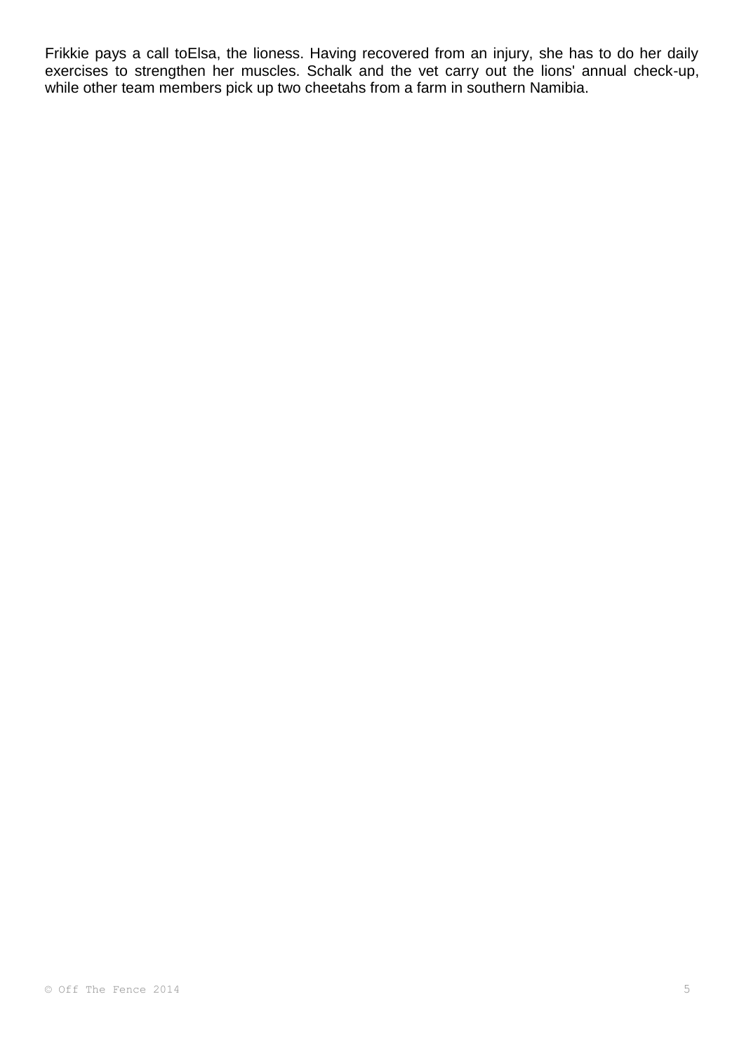Frikkie pays a call toElsa, the lioness. Having recovered from an injury, she has to do her daily exercises to strengthen her muscles. Schalk and the vet carry out the lions' annual check-up, while other team members pick up two cheetahs from a farm in southern Namibia.

© Off The Fence 2014